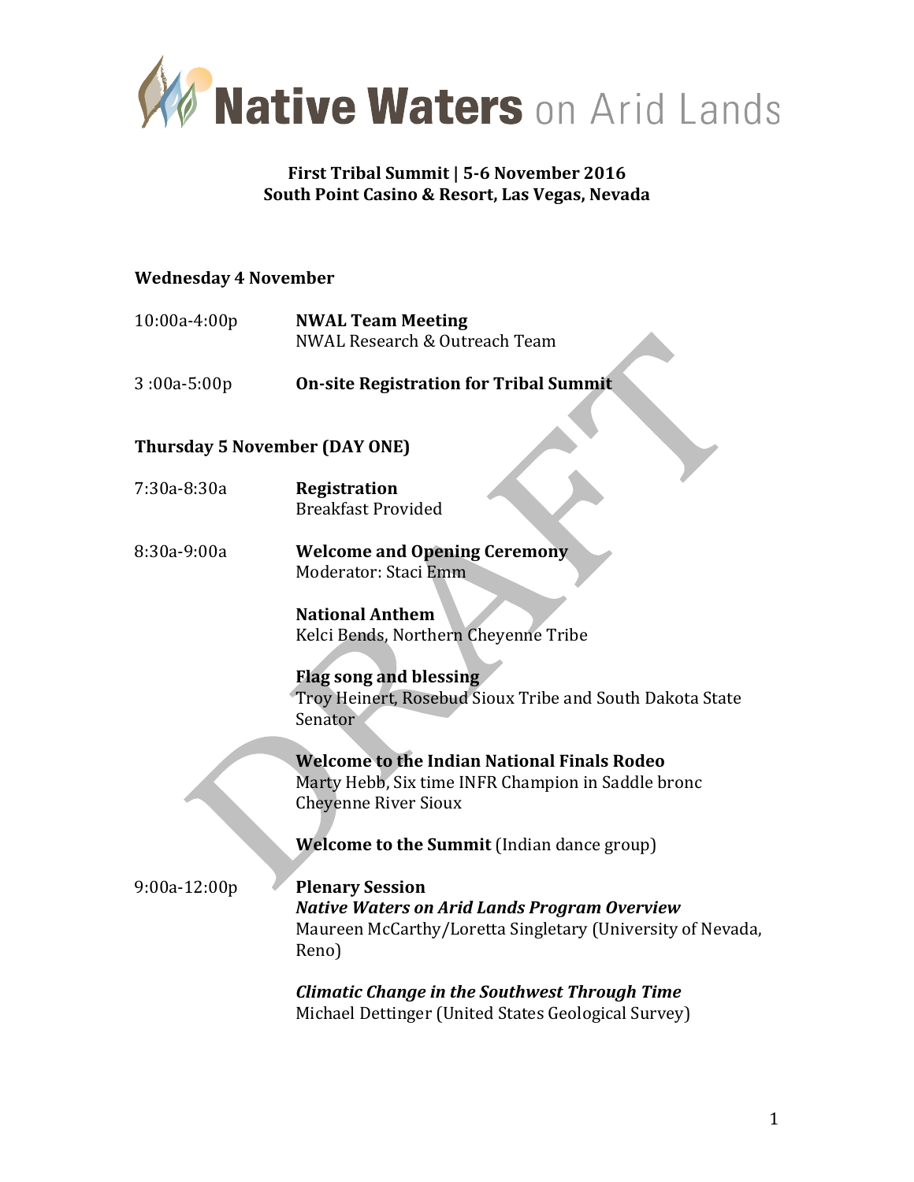# Native Waters on Arid Lands

**First Tribal Summit | 5-6 November 2016**
**South Point Casino & Resort, Las Vegas, Nevada**

### Wednesday 4 November

10:00a-4:00p — **NWAL Team Meeting**
NWAL Research & Outreach Team

3 :00a-5:00p — **On-site Registration for Tribal Summit**

### Thursday 5 November (DAY ONE)

7:30a-8:30a — **Registration**
Breakfast Provided

8:30a-9:00a — **Welcome and Opening Ceremony**
Moderator: Staci Emm

**National Anthem**
Kelci Bends, Northern Cheyenne Tribe

**Flag song and blessing**
Troy Heinert, Rosebud Sioux Tribe and South Dakota State Senator

**Welcome to the Indian National Finals Rodeo**
Marty Hebb, Six time INFR Champion in Saddle bronc
Cheyenne River Sioux

**Welcome to the Summit** (Indian dance group)

9:00a-12:00p — **Plenary Session**
***Native Waters on Arid Lands Program Overview***
Maureen McCarthy/Loretta Singletary (University of Nevada, Reno)

***Climatic Change in the Southwest Through Time***
Michael Dettinger (United States Geological Survey)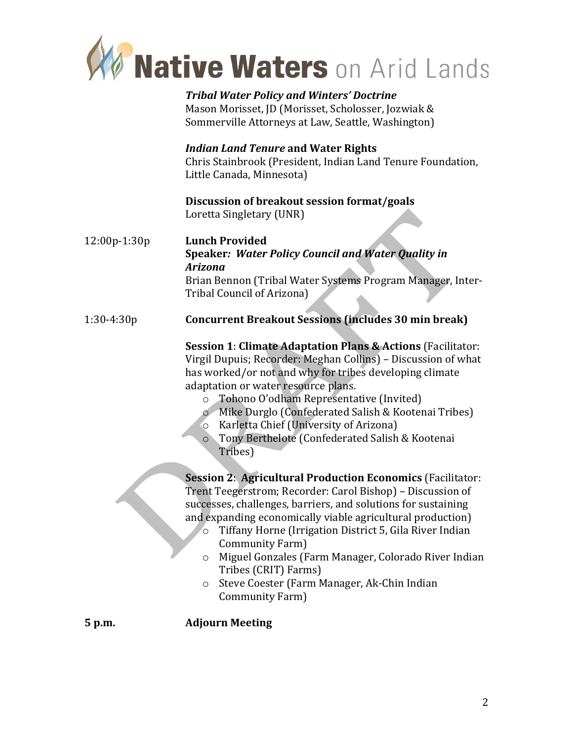**Native Waters** on Arid Lands

***Tribal Water Policy and Winters' Doctrine***
Mason Morisset, JD (Morisset, Scholosser, Jozwiak & Sommerville Attorneys at Law, Seattle, Washington)

***Indian Land Tenure* and Water Rights**
Chris Stainbrook (President, Indian Land Tenure Foundation, Little Canada, Minnesota)

**Discussion of breakout session format/goals**
Loretta Singletary (UNR)

12:00p-1:30p **Lunch Provided**
**Speaker*: Water Policy Council and Water Quality in Arizona***
Brian Bennon (Tribal Water Systems Program Manager, Inter-Tribal Council of Arizona)

1:30-4:30p **Concurrent Breakout Sessions (includes 30 min break)**

**Session 1**: **Climate Adaptation Plans & Actions** (Facilitator: Virgil Dupuis; Recorder: Meghan Collins) – Discussion of what has worked/or not and why for tribes developing climate adaptation or water resource plans.

- Tohono O'odham Representative (Invited)
- Mike Durglo (Confederated Salish & Kootenai Tribes)
- Karletta Chief (University of Arizona)
- Tony Berthelote (Confederated Salish & Kootenai Tribes)

**Session 2**: **Agricultural Production Economics** (Facilitator: Trent Teegerstrom; Recorder: Carol Bishop) – Discussion of successes, challenges, barriers, and solutions for sustaining and expanding economically viable agricultural production)

- Tiffany Horne (Irrigation District 5, Gila River Indian Community Farm)
- Miguel Gonzales (Farm Manager, Colorado River Indian Tribes (CRIT) Farms)
- Steve Coester (Farm Manager, Ak-Chin Indian Community Farm)

**5 p.m.** **Adjourn Meeting**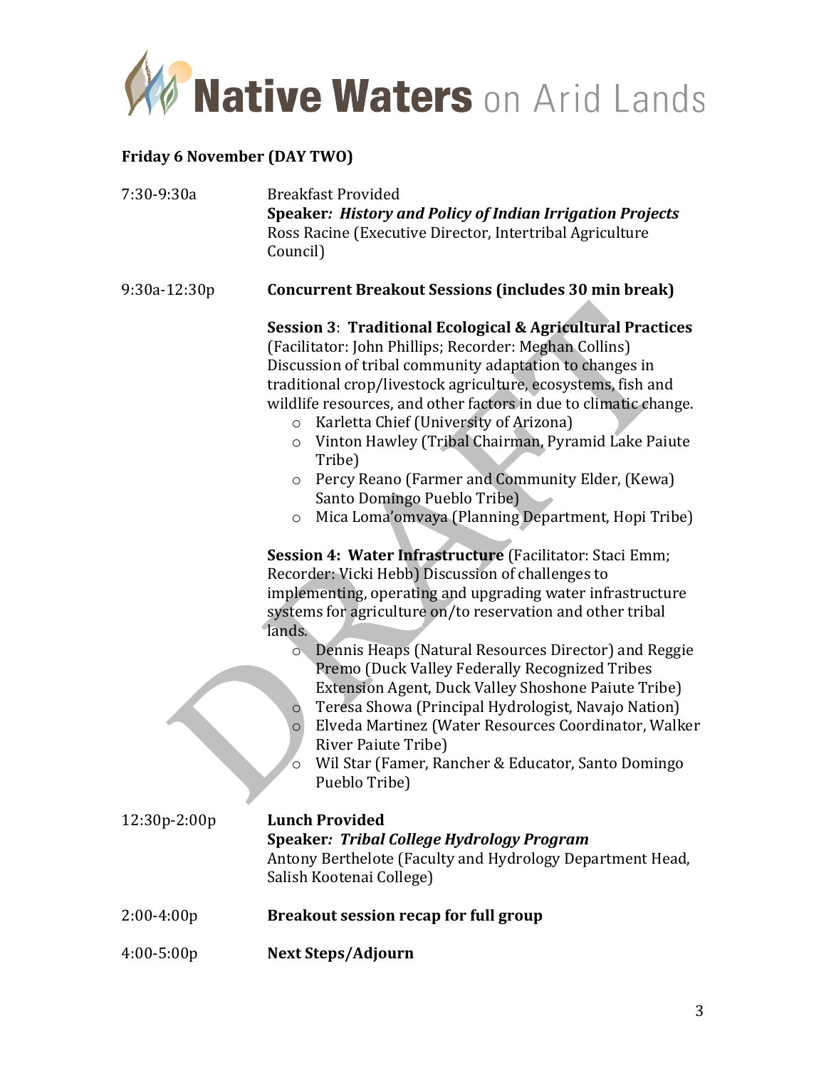# Native Waters on Arid Lands

**Friday 6 November (DAY TWO)**

7:30-9:30a — Breakfast Provided
**Speaker*: History and Policy of Indian Irrigation Projects***
Ross Racine (Executive Director, Intertribal Agriculture Council)

9:30a-12:30p — **Concurrent Breakout Sessions (includes 30 min break)**

**Session 3**: **Traditional Ecological & Agricultural Practices** (Facilitator: John Phillips; Recorder: Meghan Collins) Discussion of tribal community adaptation to changes in traditional crop/livestock agriculture, ecosystems, fish and wildlife resources, and other factors in due to climatic change.

- Karletta Chief (University of Arizona)
- Vinton Hawley (Tribal Chairman, Pyramid Lake Paiute Tribe)
- Percy Reano (Farmer and Community Elder, (Kewa) Santo Domingo Pueblo Tribe)
- Mica Loma'omvaya (Planning Department, Hopi Tribe)

**Session 4: Water Infrastructure** (Facilitator: Staci Emm; Recorder: Vicki Hebb) Discussion of challenges to implementing, operating and upgrading water infrastructure systems for agriculture on/to reservation and other tribal lands.

- Dennis Heaps (Natural Resources Director) and Reggie Premo (Duck Valley Federally Recognized Tribes Extension Agent, Duck Valley Shoshone Paiute Tribe)
- Teresa Showa (Principal Hydrologist, Navajo Nation)
- Elveda Martinez (Water Resources Coordinator, Walker River Paiute Tribe)
- Wil Star (Famer, Rancher & Educator, Santo Domingo Pueblo Tribe)

12:30p-2:00p — **Lunch Provided**
**Speaker*: Tribal College Hydrology Program***
Antony Berthelote (Faculty and Hydrology Department Head, Salish Kootenai College)

2:00-4:00p — **Breakout session recap for full group**

4:00-5:00p — **Next Steps/Adjourn**